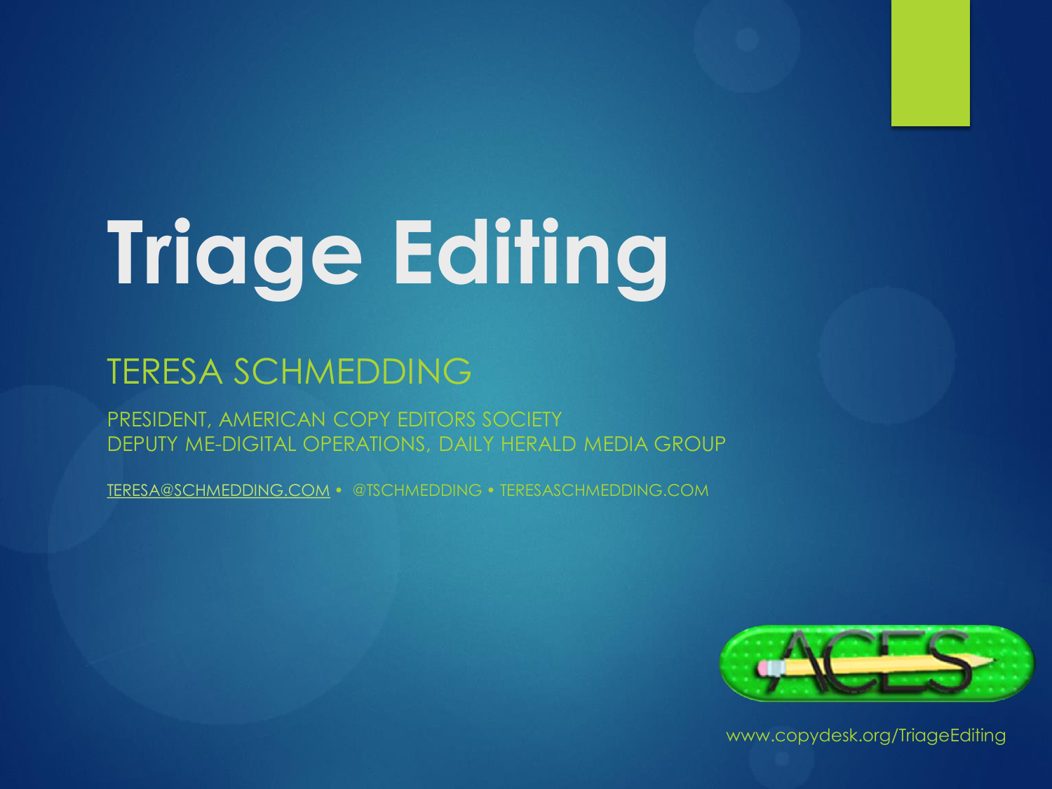# Triage Editing

## TERESA SCHMEDDING

PRESIDENT, AMERICAN COPY EDITORS SOCIETY
DEPUTY ME-DIGITAL OPERATIONS, DAILY HERALD MEDIA GROUP

TERESA@SCHMEDDING.COM • @TSCHMEDDING • TERESASCHMEDDING.COM

ACES

www.copydesk.org/TriageEditing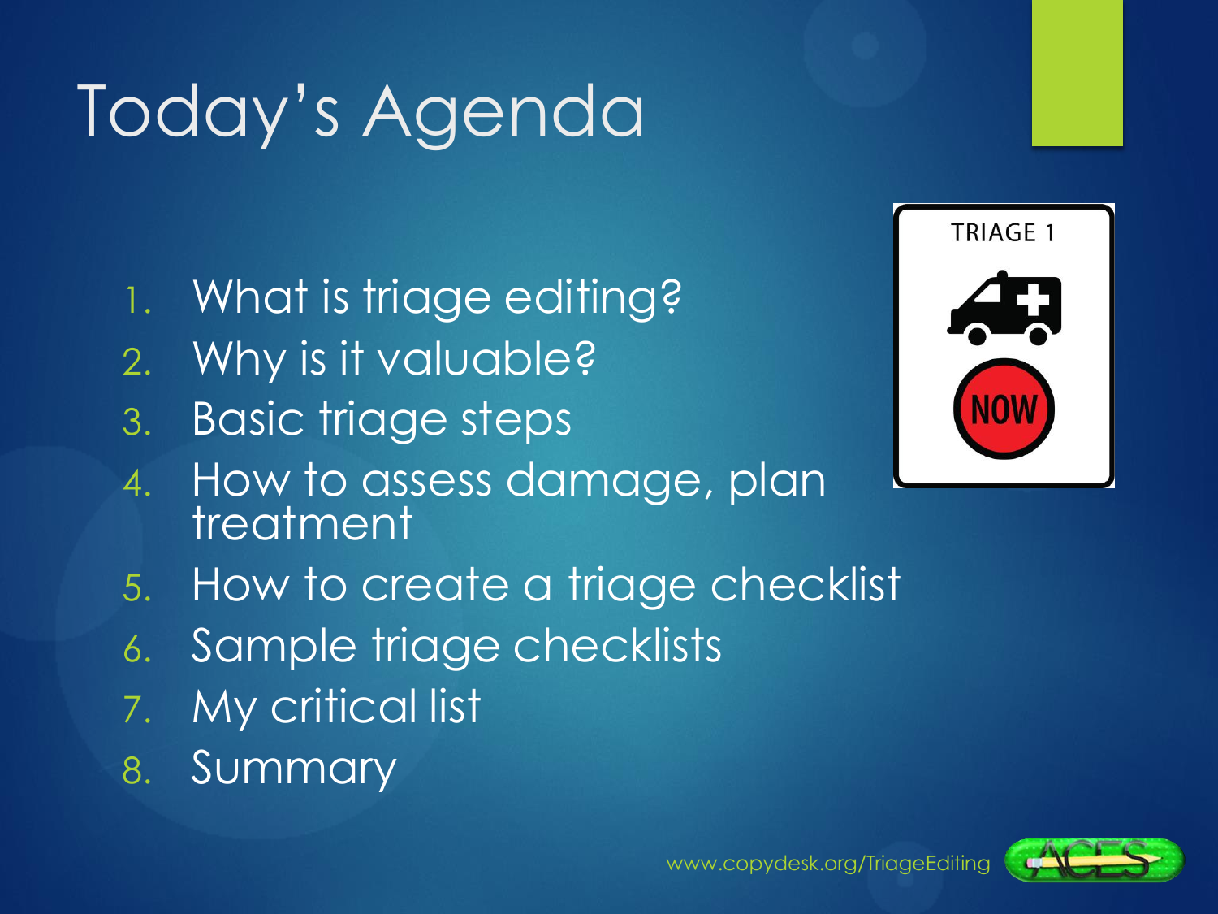# Today's Agenda

1. What is triage editing?
2. Why is it valuable?
3. Basic triage steps
4. How to assess damage, plan treatment
5. How to create a triage checklist
6. Sample triage checklists
7. My critical list
8. Summary

www.copydesk.org/TriageEditing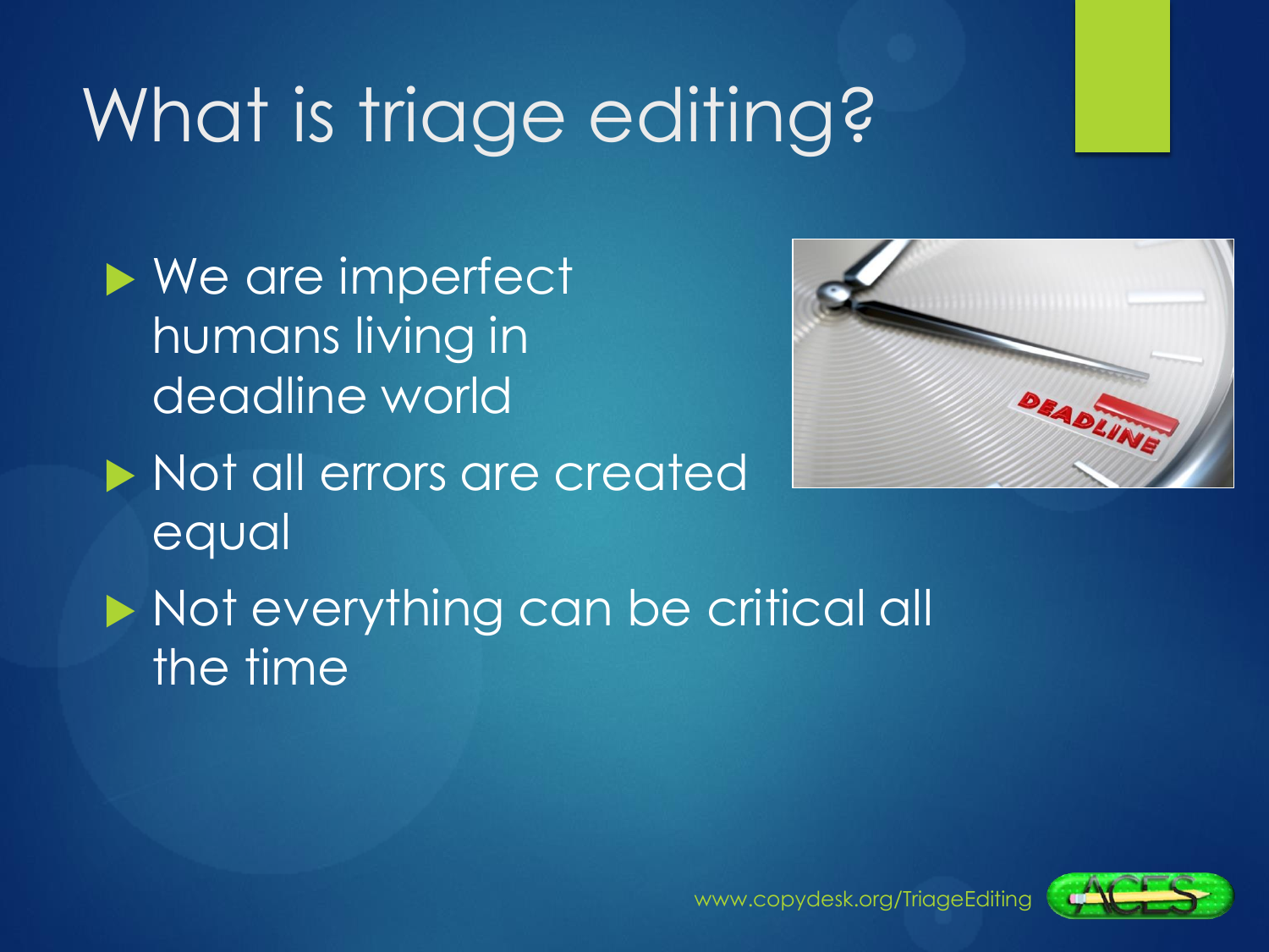# What is triage editing?

- We are imperfect humans living in deadline world
- Not all errors are created equal
- Not everything can be critical all the time

www.copydesk.org/TriageEditing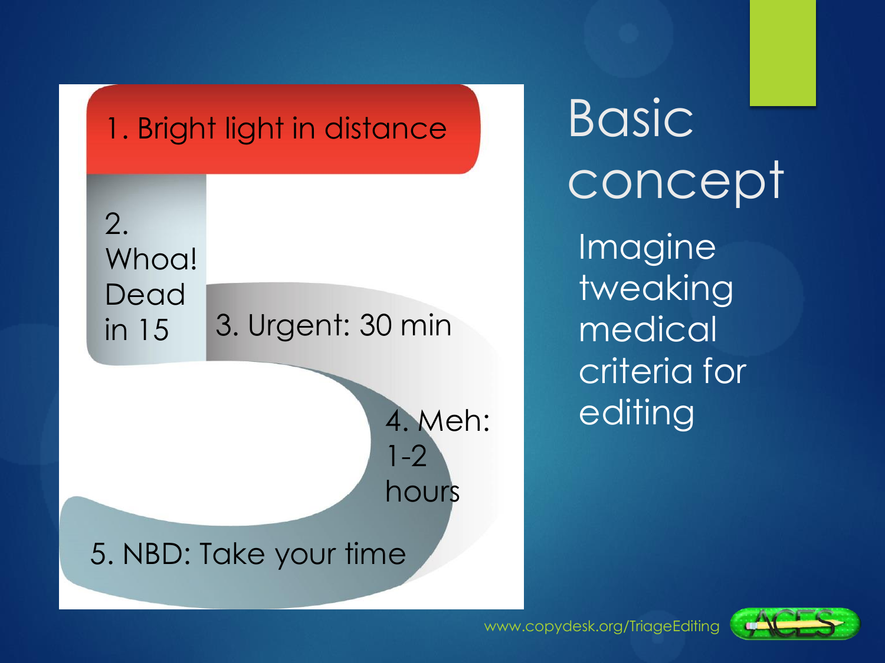1. Bright light in distance

2. Whoa! Dead in 15

3. Urgent: 30 min

4. Meh: 1-2 hours

5. NBD: Take your time

# Basic concept

Imagine tweaking medical criteria for editing

www.copydesk.org/TriageEditing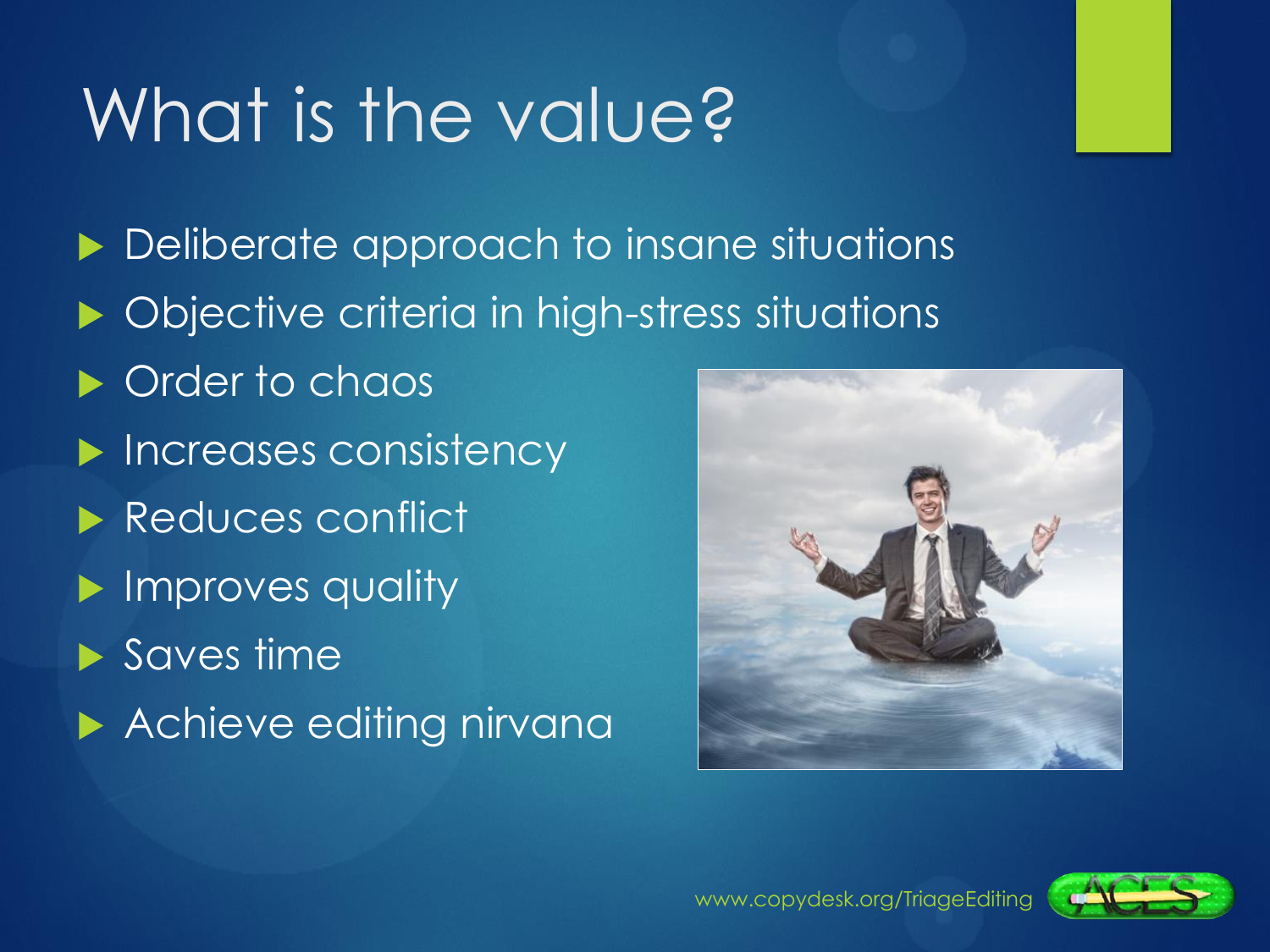# What is the value?

- Deliberate approach to insane situations
- Objective criteria in high-stress situations
- Order to chaos
- Increases consistency
- Reduces conflict
- Improves quality
- Saves time
- Achieve editing nirvana

www.copydesk.org/TriageEditing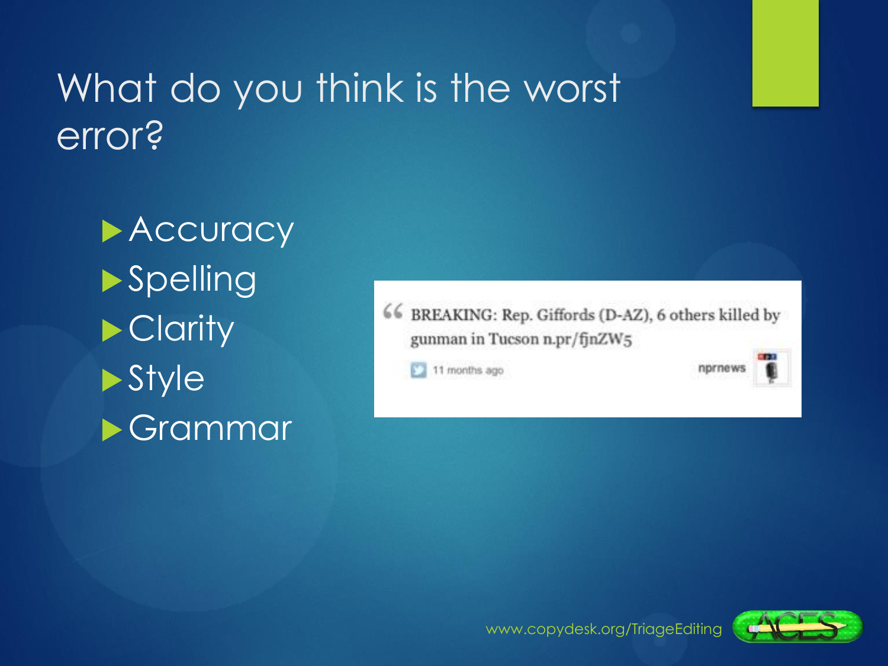# What do you think is the worst error?

- Accuracy
- Spelling
- Clarity
- Style
- Grammar

> BREAKING: Rep. Giffords (D-AZ), 6 others killed by gunman in Tucson n.pr/fjnZW5
>
> 11 months ago nprnews

www.copydesk.org/TriageEditing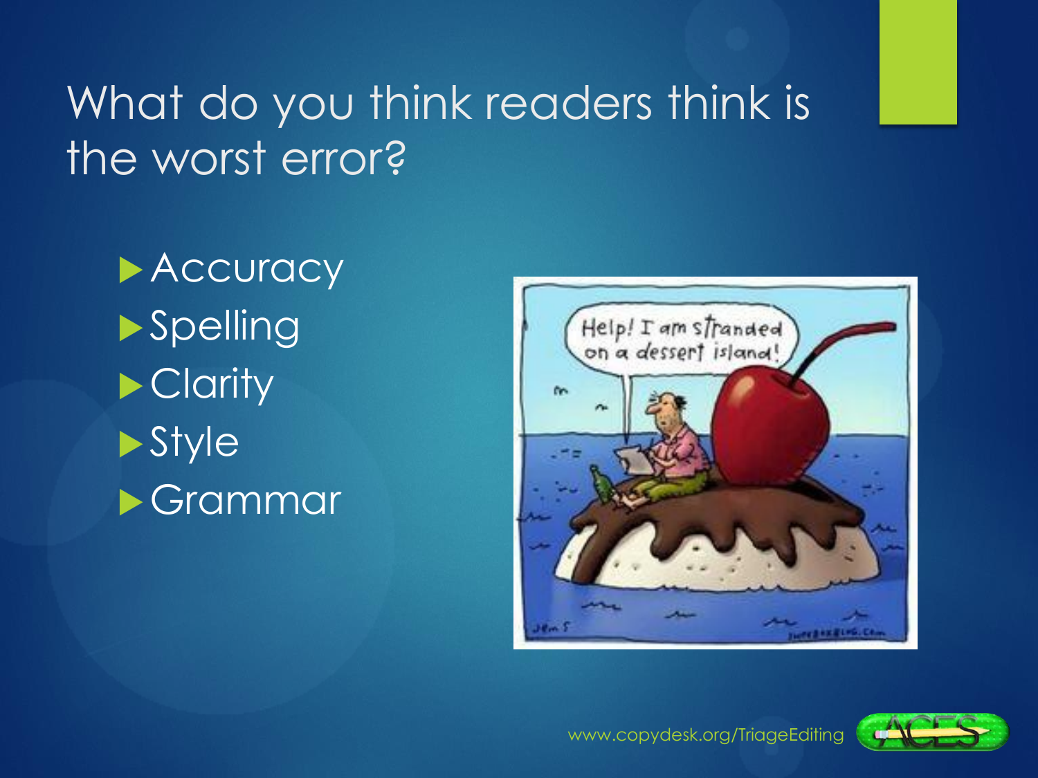# What do you think readers think is the worst error?

- Accuracy
- Spelling
- Clarity
- Style
- Grammar

www.copydesk.org/TriageEditing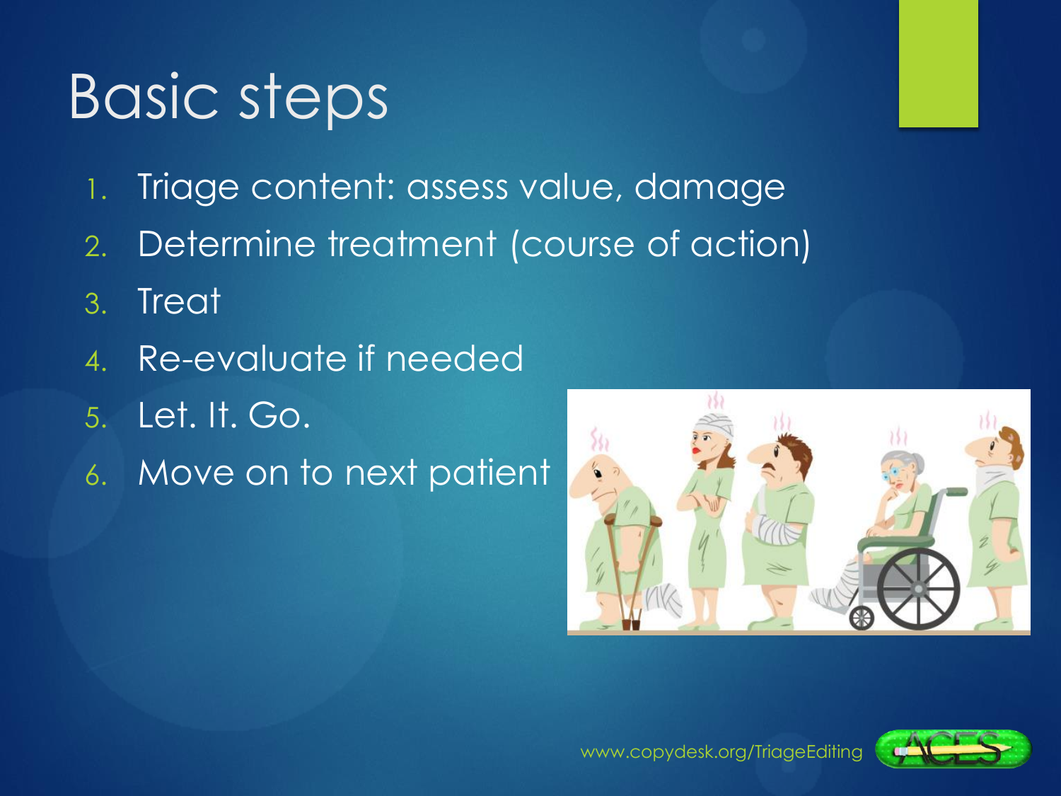# Basic steps

1. Triage content: assess value, damage
2. Determine treatment (course of action)
3. Treat
4. Re-evaluate if needed
5. Let. It. Go.
6. Move on to next patient

www.copydesk.org/TriageEditing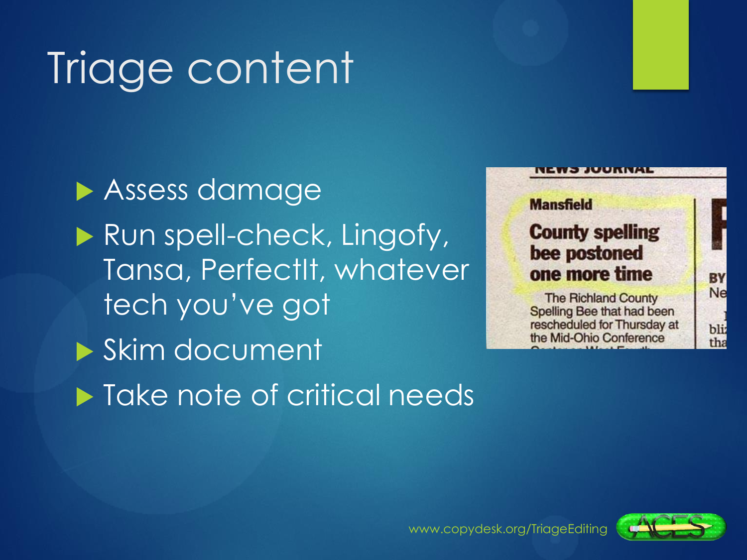# Triage content

- Assess damage
- Run spell-check, Lingofy, Tansa, PerfectIt, whatever tech you've got
- Skim document
- Take note of critical needs

www.copydesk.org/TriageEditing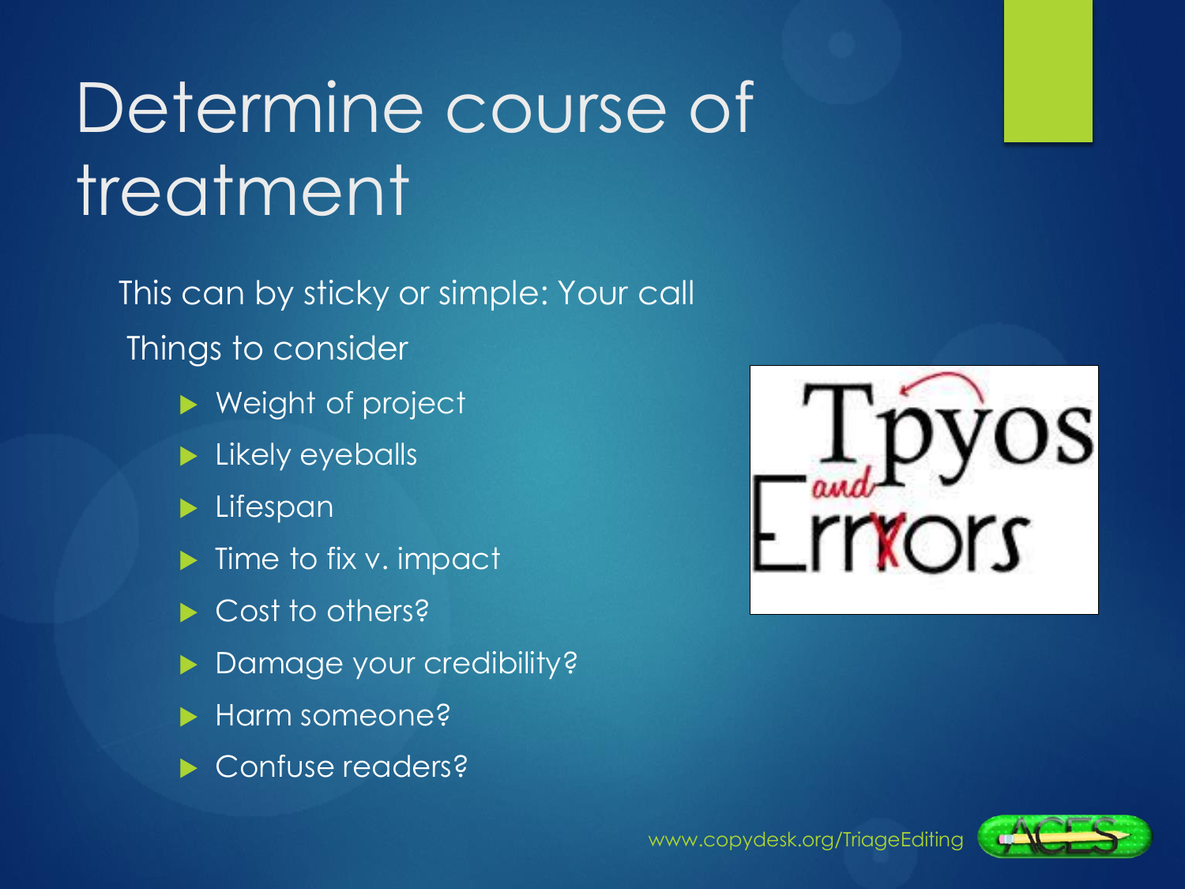# Determine course of treatment

This can by sticky or simple: Your call

Things to consider

- Weight of project
- Likely eyeballs
- Lifespan
- Time to fix v. impact
- Cost to others?
- Damage your credibility?
- Harm someone?
- Confuse readers?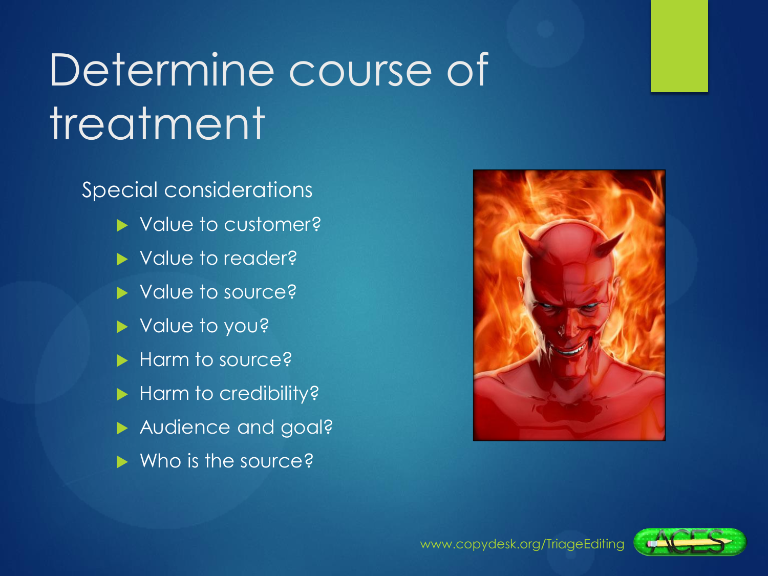# Determine course of treatment

Special considerations

- Value to customer?
- Value to reader?
- Value to source?
- Value to you?
- Harm to source?
- Harm to credibility?
- Audience and goal?
- Who is the source?

www.copydesk.org/TriageEditing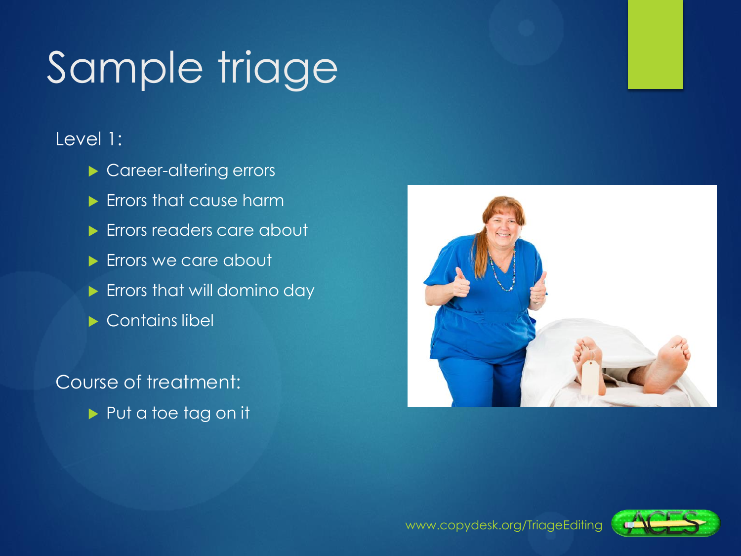# Sample triage

Level 1:

- Career-altering errors
- Errors that cause harm
- Errors readers care about
- Errors we care about
- Errors that will domino day
- Contains libel

Course of treatment:

- Put a toe tag on it

www.copydesk.org/TriageEditing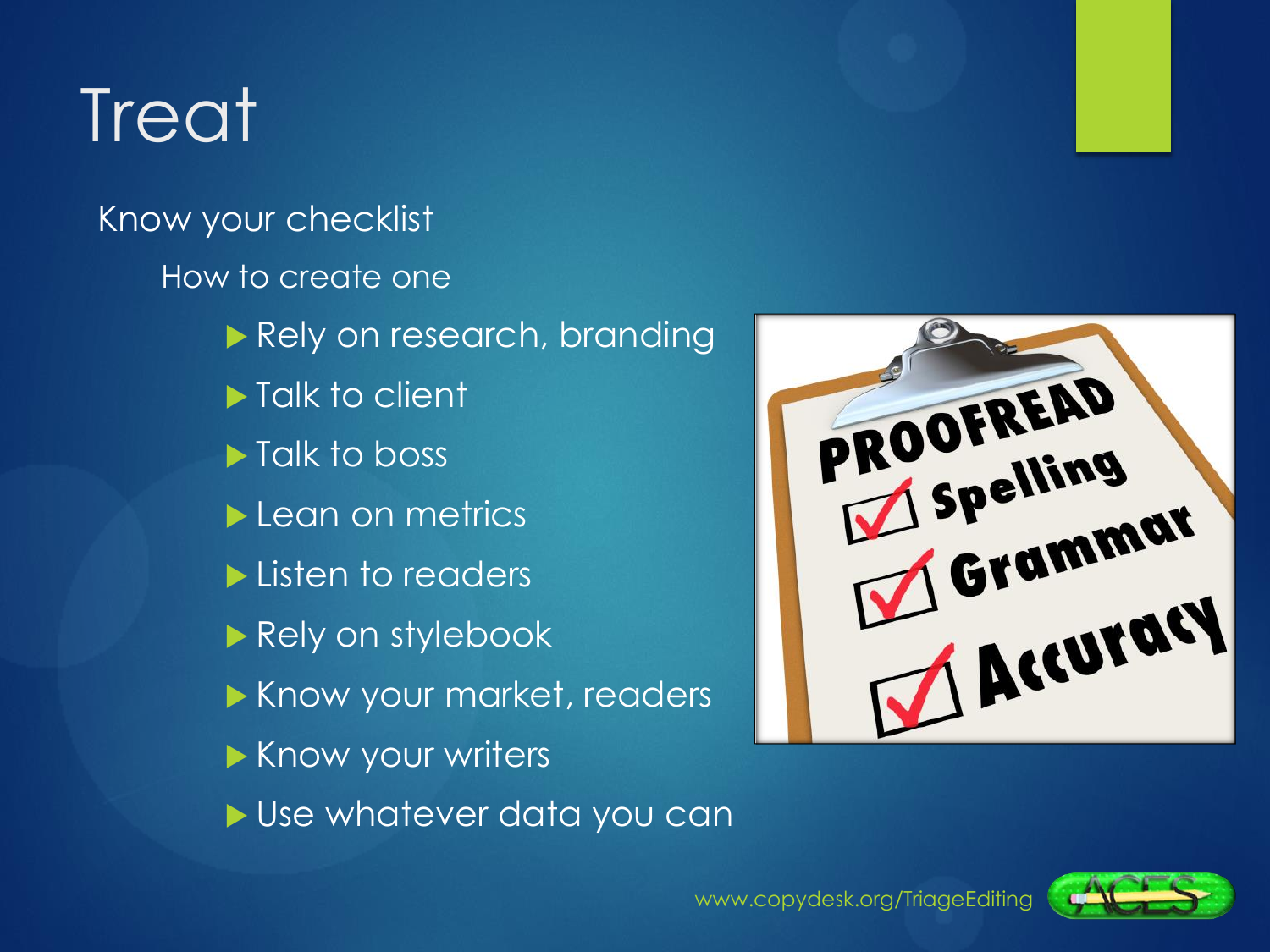# Treat

Know your checklist

- How to create one
  - Rely on research, branding
  - Talk to client
  - Talk to boss
  - Lean on metrics
  - Listen to readers
  - Rely on stylebook
  - Know your market, readers
  - Know your writers
  - Use whatever data you can

www.copydesk.org/TriageEditing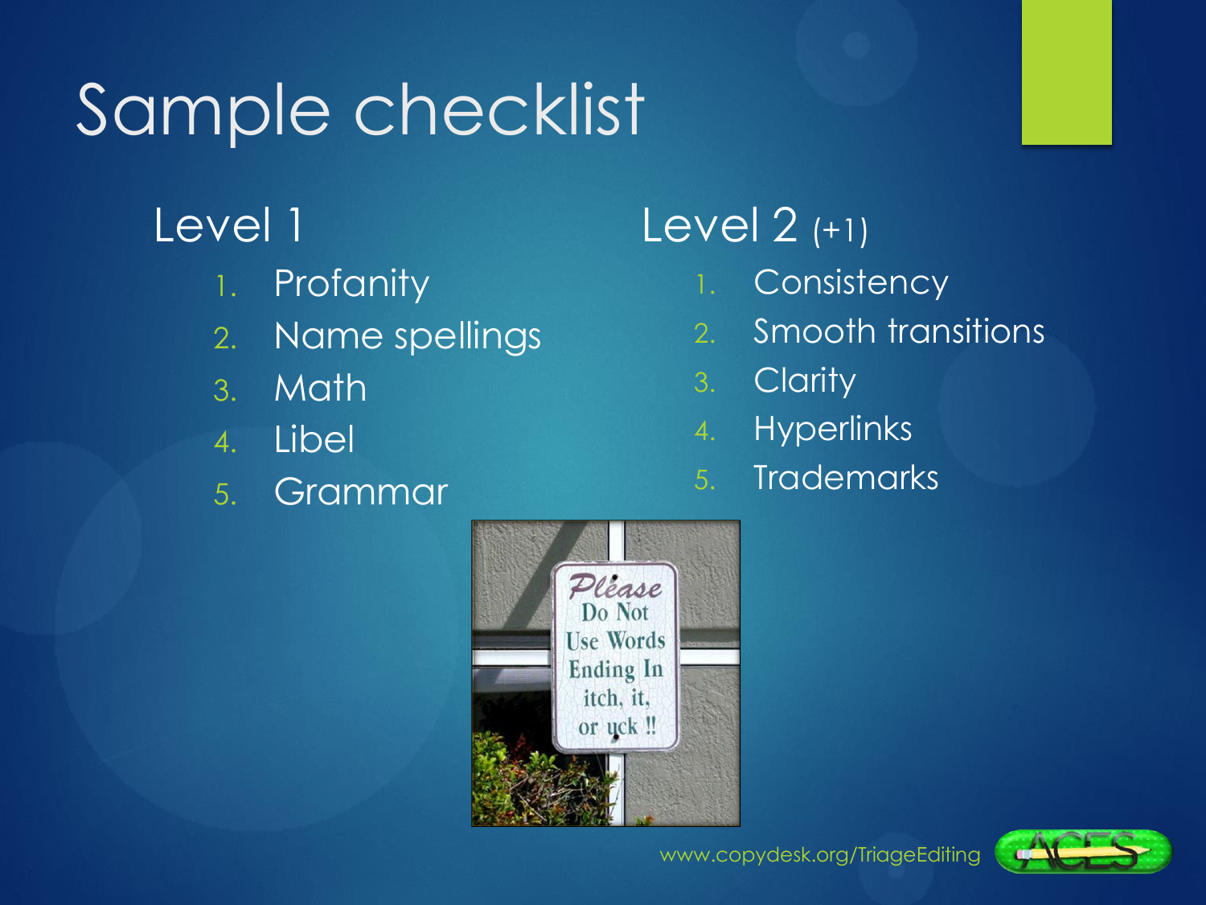# Sample checklist

## Level 1

1. Profanity
2. Name spellings
3. Math
4. Libel
5. Grammar

## Level 2 (+1)

1. Consistency
2. Smooth transitions
3. Clarity
4. Hyperlinks
5. Trademarks

www.copydesk.org/TriageEditing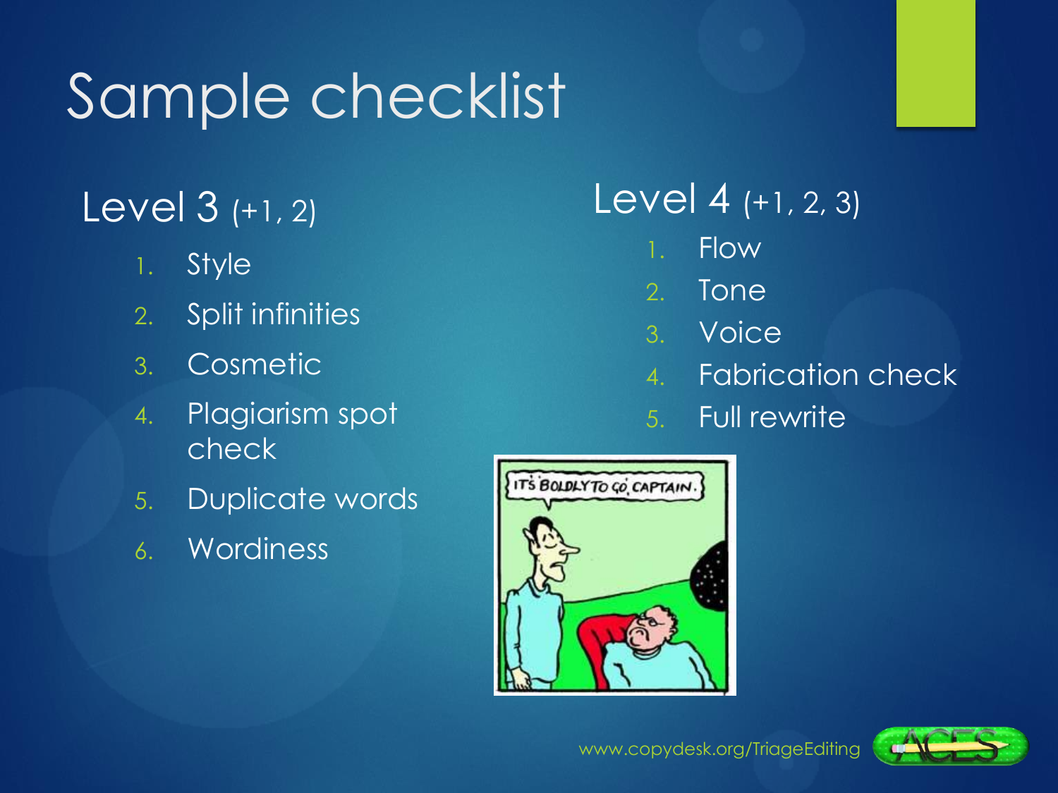# Sample checklist

## Level 3 (+1, 2)

1. Style
2. Split infinities
3. Cosmetic
4. Plagiarism spot check
5. Duplicate words
6. Wordiness

## Level 4 (+1, 2, 3)

1. Flow
2. Tone
3. Voice
4. Fabrication check
5. Full rewrite

www.copydesk.org/TriageEditing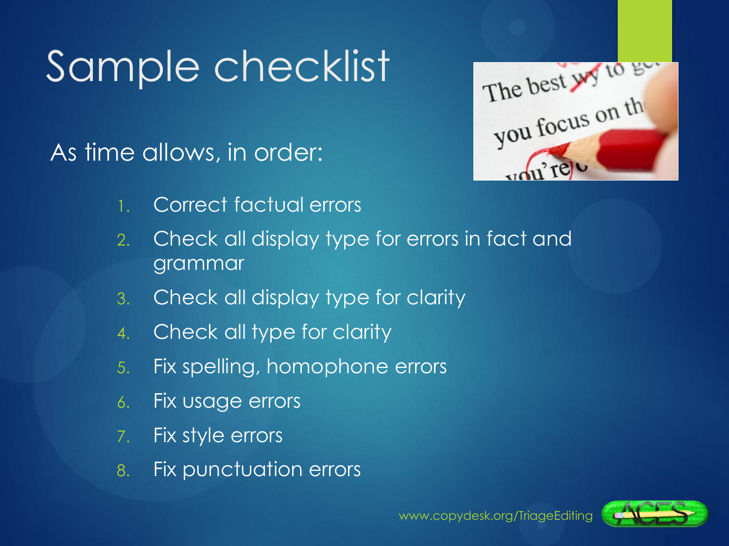# Sample checklist

As time allows, in order:

1. Correct factual errors
2. Check all display type for errors in fact and grammar
3. Check all display type for clarity
4. Check all type for clarity
5. Fix spelling, homophone errors
6. Fix usage errors
7. Fix style errors
8. Fix punctuation errors

www.copydesk.org/TriageEditing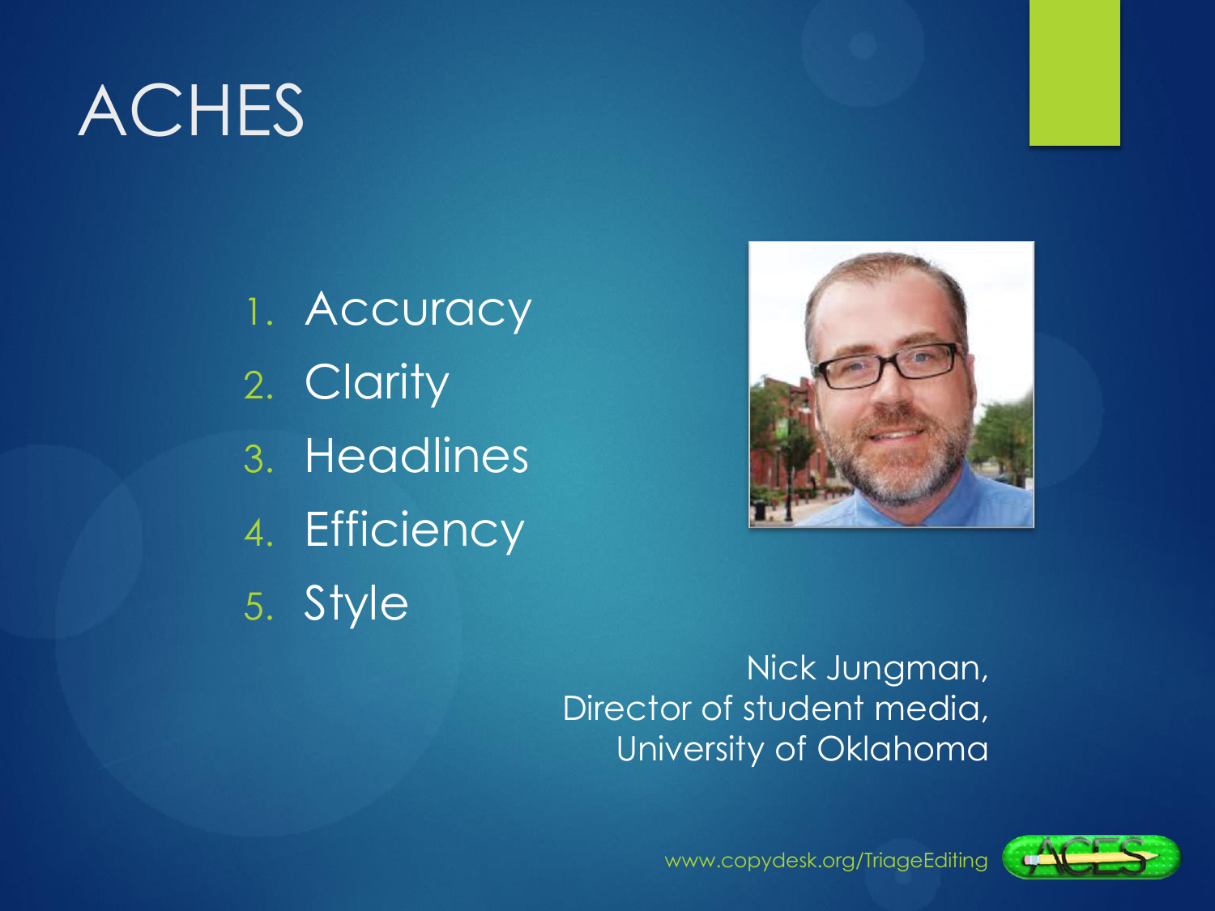# ACHES

1. Accuracy
2. Clarity
3. Headlines
4. Efficiency
5. Style

Nick Jungman,
Director of student media,
University of Oklahoma

www.copydesk.org/TriageEditing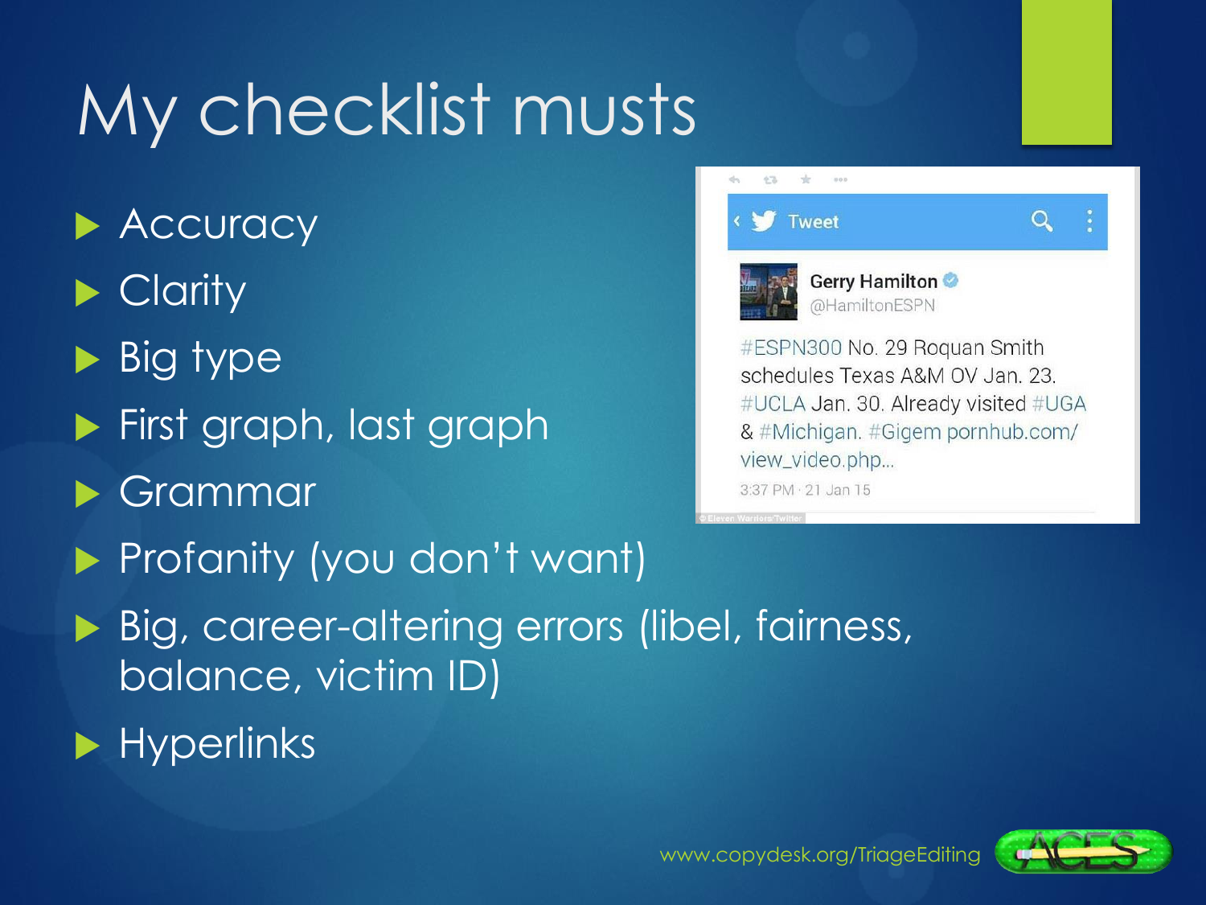# My checklist musts

- Accuracy
- Clarity
- Big type
- First graph, last graph
- Grammar
- Profanity (you don't want)
- Big, career-altering errors (libel, fairness, balance, victim ID)
- Hyperlinks

> Tweet
>
> **Gerry Hamilton** @HamiltonESPN
>
> #ESPN300 No. 29 Roquan Smith schedules Texas A&M OV Jan. 23. #UCLA Jan. 30. Already visited #UGA & #Michigan. #Gigem pornhub.com/view_video.php...
>
> 3:37 PM · 21 Jan 15

© Eleven Warriors/Twitter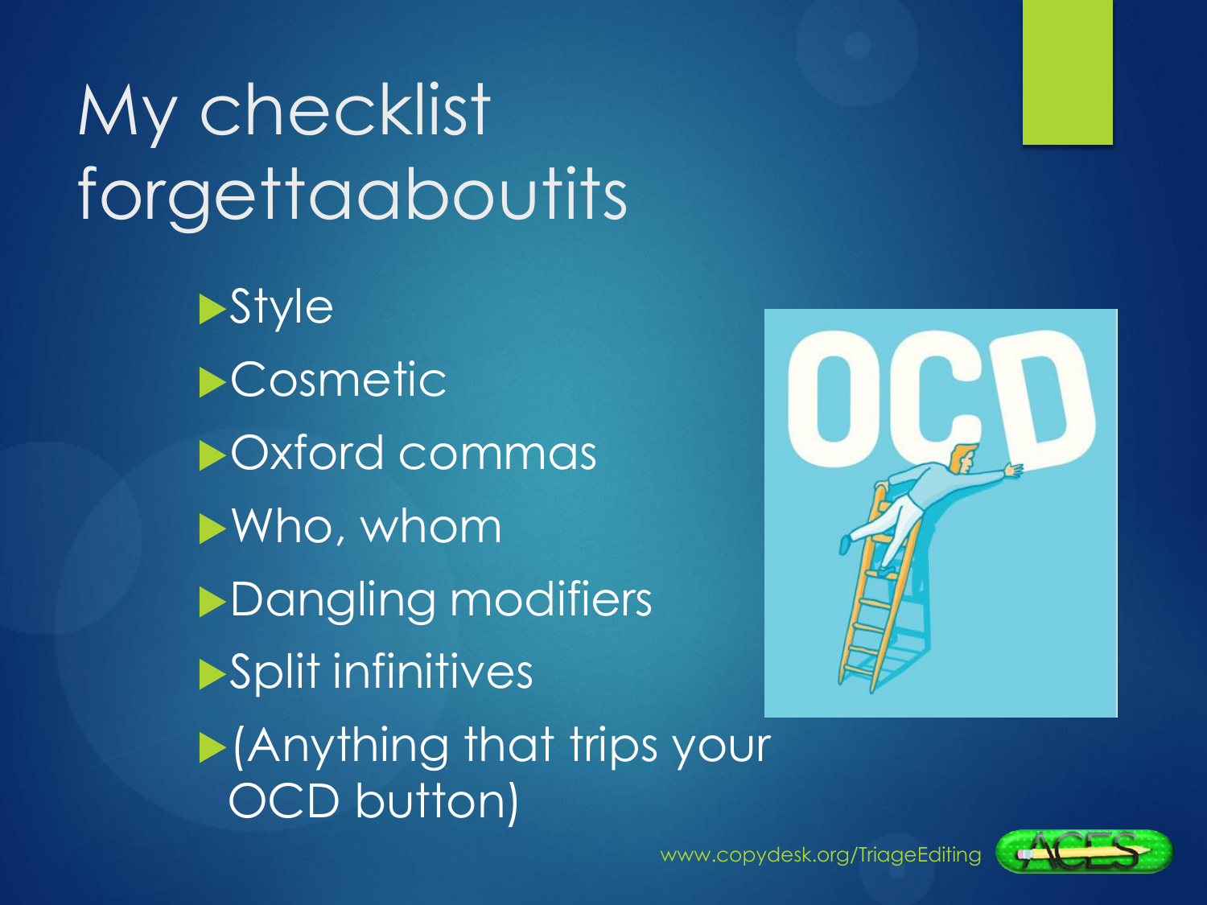# My checklist forgettaaboutits

- Style
- Cosmetic
- Oxford commas
- Who, whom
- Dangling modifiers
- Split infinitives
- (Anything that trips your OCD button)

www.copydesk.org/TriageEditing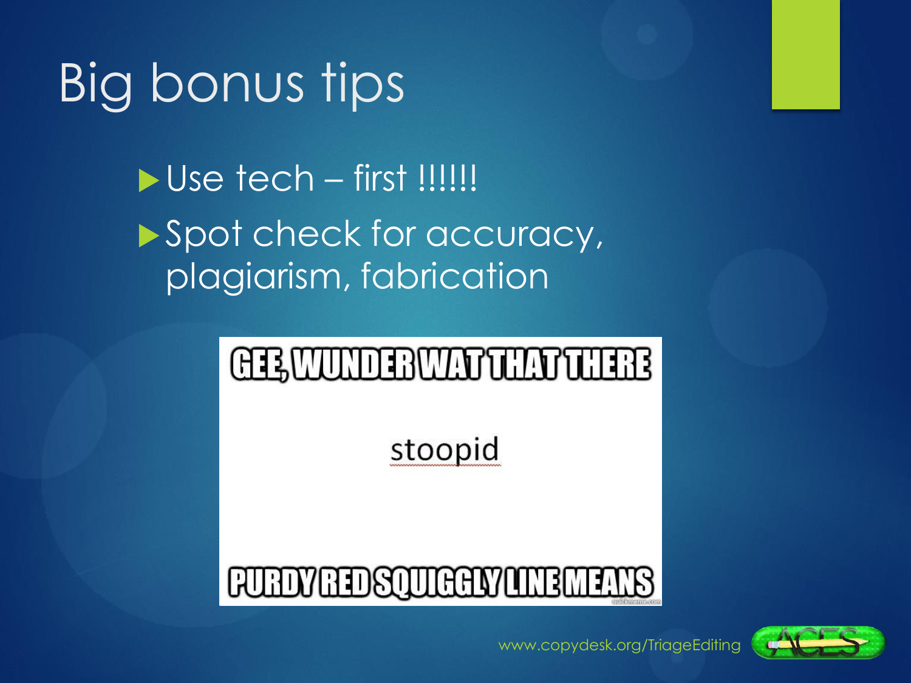# Big bonus tips

- Use tech – first !!!!!!
- Spot check for accuracy, plagiarism, fabrication

GEE, WUNDER WAT THAT THERE

stoopid

PURDY RED SQUIGGLY LINE MEANS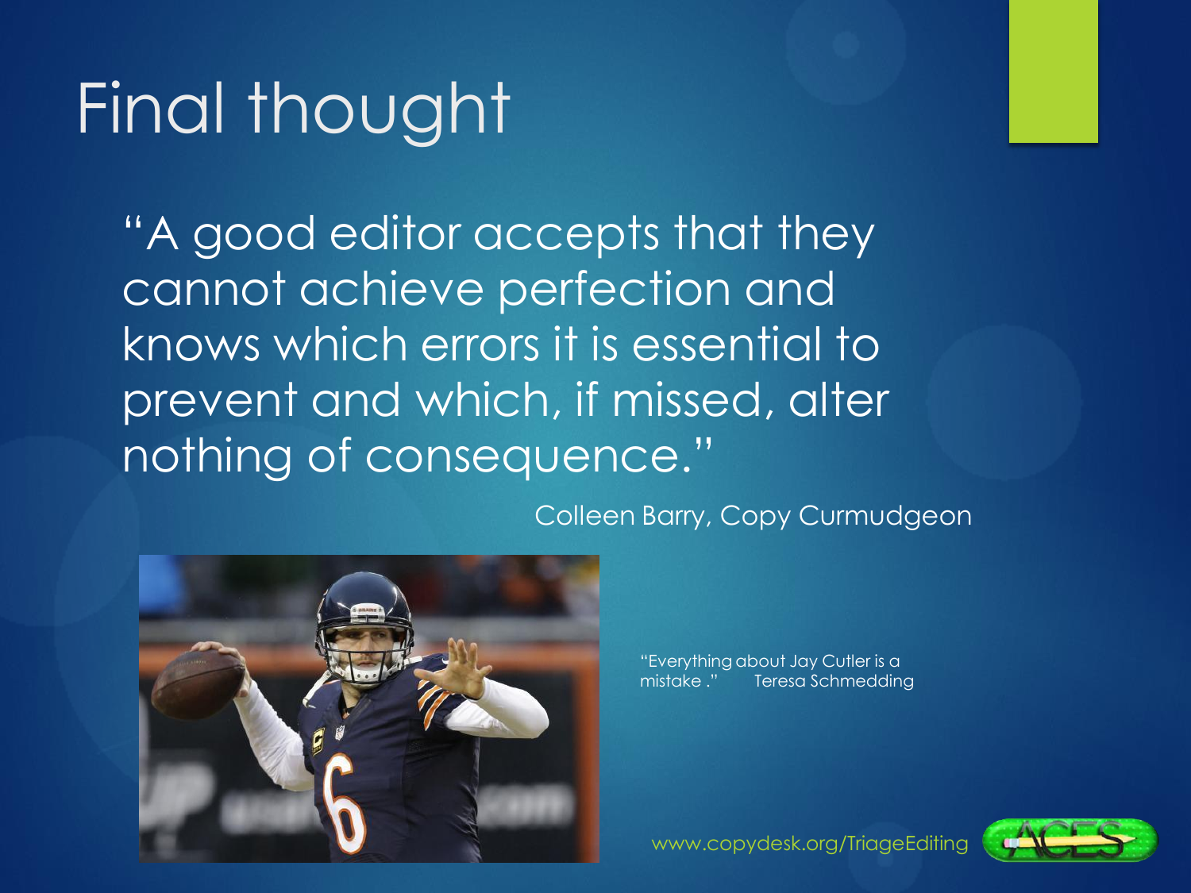# Final thought

"A good editor accepts that they cannot achieve perfection and knows which errors it is essential to prevent and which, if missed, alter nothing of consequence."

Colleen Barry, Copy Curmudgeon

"Everything about Jay Cutler is a mistake ." Teresa Schmedding

www.copydesk.org/TriageEditing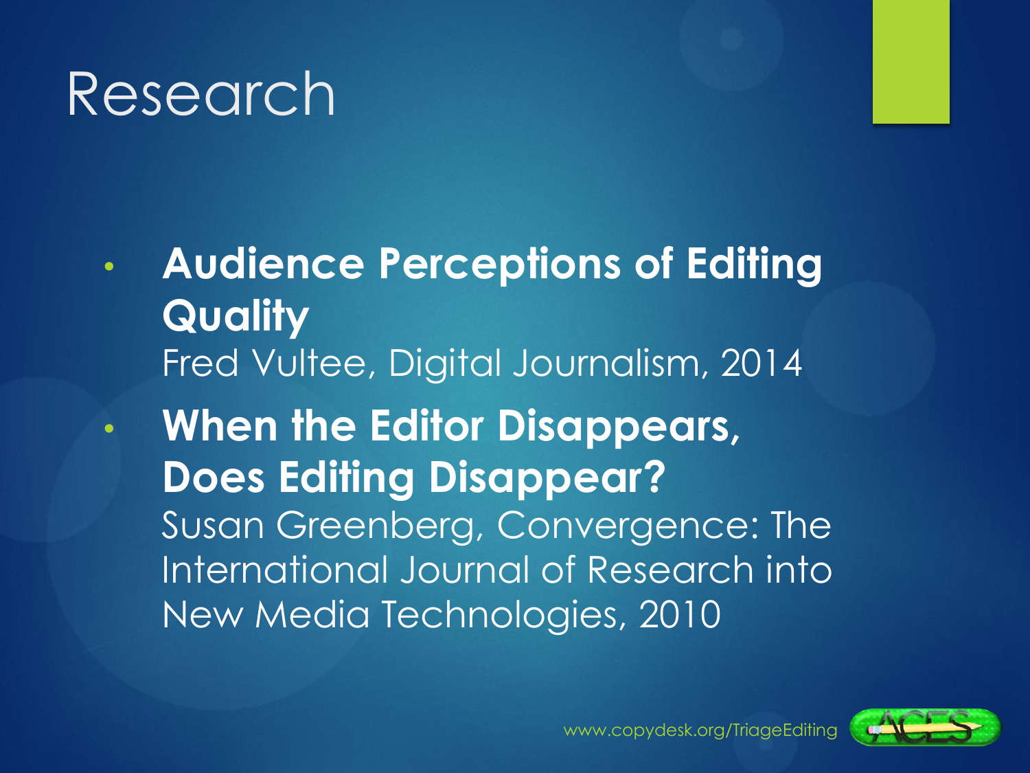# Research

- **Audience Perceptions of Editing Quality**
  Fred Vultee, Digital Journalism, 2014
- **When the Editor Disappears, Does Editing Disappear?**
  Susan Greenberg, Convergence: The International Journal of Research into New Media Technologies, 2010

www.copydesk.org/TriageEditing